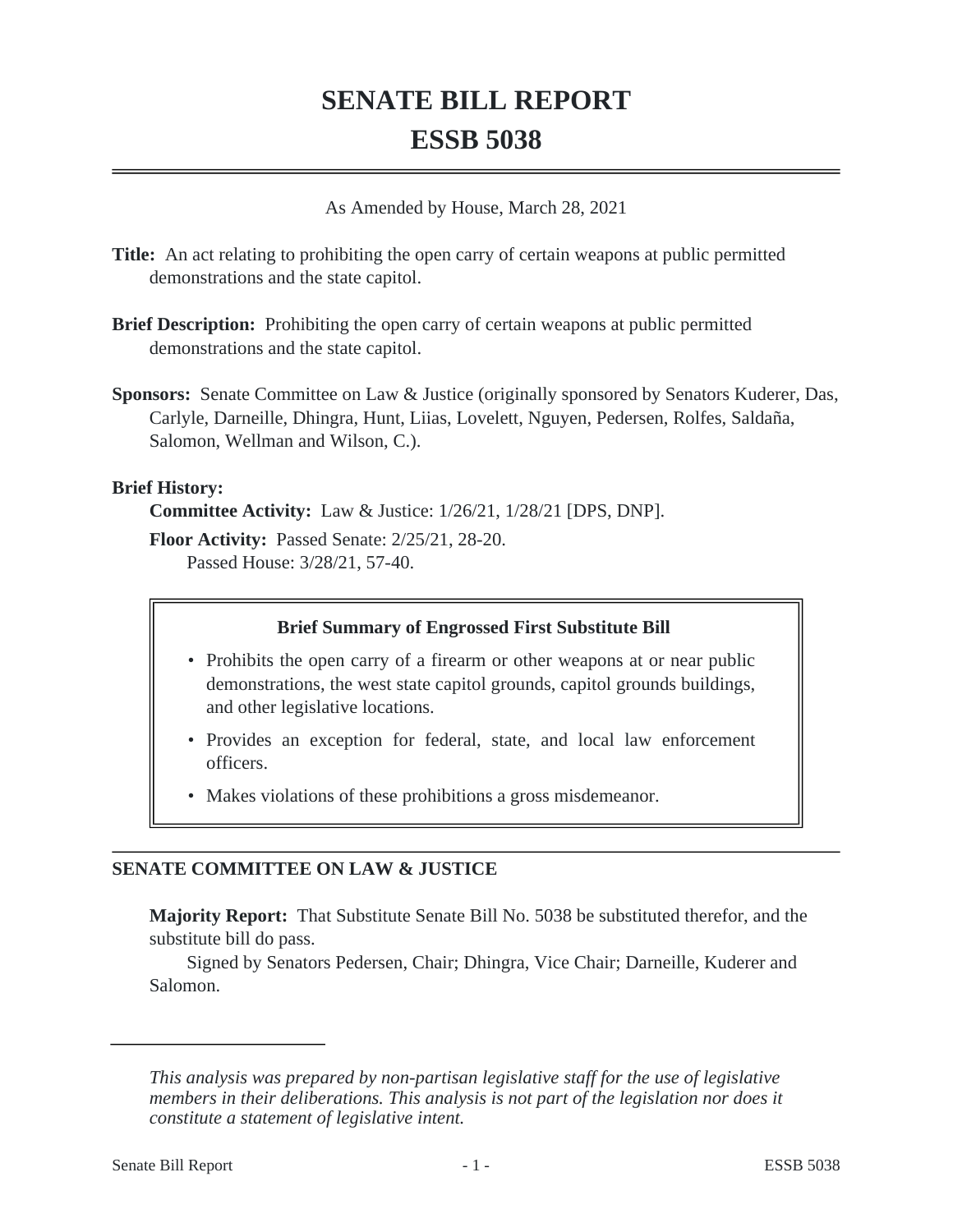# SENATE BILL REPORT
# ESSB 5038

As Amended by House, March 28, 2021

**Title:** An act relating to prohibiting the open carry of certain weapons at public permitted demonstrations and the state capitol.

**Brief Description:** Prohibiting the open carry of certain weapons at public permitted demonstrations and the state capitol.

**Sponsors:** Senate Committee on Law & Justice (originally sponsored by Senators Kuderer, Das, Carlyle, Darneille, Dhingra, Hunt, Liias, Lovelett, Nguyen, Pedersen, Rolfes, Saldaña, Salomon, Wellman and Wilson, C.).

**Brief History:**

**Committee Activity:** Law & Justice: 1/26/21, 1/28/21 [DPS, DNP].

**Floor Activity:** Passed Senate: 2/25/21, 28-20.
Passed House: 3/28/21, 57-40.

**Brief Summary of Engrossed First Substitute Bill**

- Prohibits the open carry of a firearm or other weapons at or near public demonstrations, the west state capitol grounds, capitol grounds buildings, and other legislative locations.
- Provides an exception for federal, state, and local law enforcement officers.
- Makes violations of these prohibitions a gross misdemeanor.

## SENATE COMMITTEE ON LAW & JUSTICE

**Majority Report:** That Substitute Senate Bill No. 5038 be substituted therefor, and the substitute bill do pass.

Signed by Senators Pedersen, Chair; Dhingra, Vice Chair; Darneille, Kuderer and Salomon.

*This analysis was prepared by non-partisan legislative staff for the use of legislative members in their deliberations. This analysis is not part of the legislation nor does it constitute a statement of legislative intent.*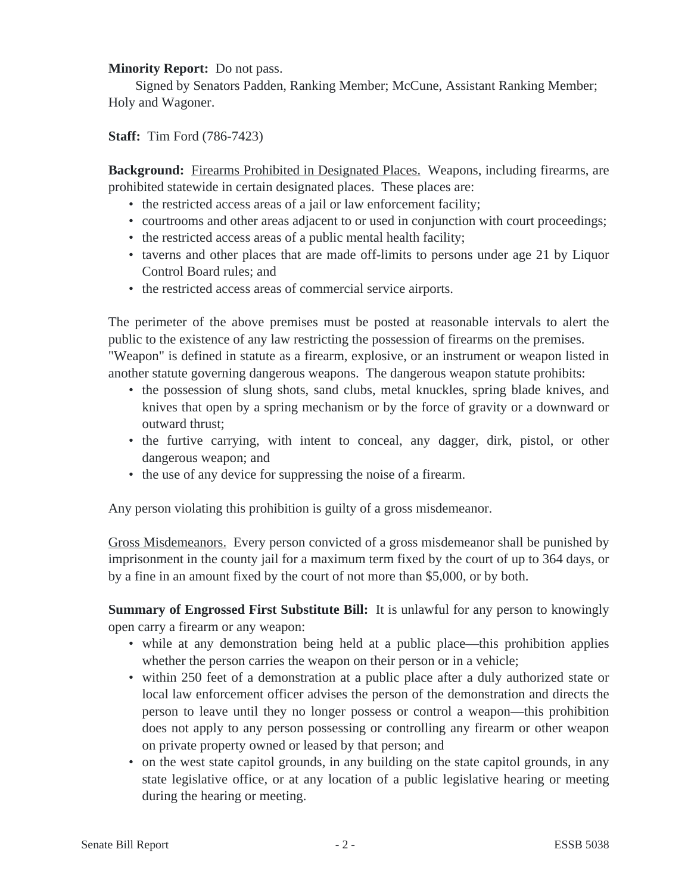**Minority Report:** Do not pass.

Signed by Senators Padden, Ranking Member; McCune, Assistant Ranking Member; Holy and Wagoner.

**Staff:** Tim Ford (786-7423)

**Background:** Firearms Prohibited in Designated Places. Weapons, including firearms, are prohibited statewide in certain designated places. These places are:

- the restricted access areas of a jail or law enforcement facility;
- courtrooms and other areas adjacent to or used in conjunction with court proceedings;
- the restricted access areas of a public mental health facility;
- taverns and other places that are made off-limits to persons under age 21 by Liquor Control Board rules; and
- the restricted access areas of commercial service airports.

The perimeter of the above premises must be posted at reasonable intervals to alert the public to the existence of any law restricting the possession of firearms on the premises. "Weapon" is defined in statute as a firearm, explosive, or an instrument or weapon listed in another statute governing dangerous weapons. The dangerous weapon statute prohibits:

- the possession of slung shots, sand clubs, metal knuckles, spring blade knives, and knives that open by a spring mechanism or by the force of gravity or a downward or outward thrust;
- the furtive carrying, with intent to conceal, any dagger, dirk, pistol, or other dangerous weapon; and
- the use of any device for suppressing the noise of a firearm.

Any person violating this prohibition is guilty of a gross misdemeanor.

Gross Misdemeanors. Every person convicted of a gross misdemeanor shall be punished by imprisonment in the county jail for a maximum term fixed by the court of up to 364 days, or by a fine in an amount fixed by the court of not more than $5,000, or by both.

**Summary of Engrossed First Substitute Bill:** It is unlawful for any person to knowingly open carry a firearm or any weapon:

- while at any demonstration being held at a public place—this prohibition applies whether the person carries the weapon on their person or in a vehicle;
- within 250 feet of a demonstration at a public place after a duly authorized state or local law enforcement officer advises the person of the demonstration and directs the person to leave until they no longer possess or control a weapon—this prohibition does not apply to any person possessing or controlling any firearm or other weapon on private property owned or leased by that person; and
- on the west state capitol grounds, in any building on the state capitol grounds, in any state legislative office, or at any location of a public legislative hearing or meeting during the hearing or meeting.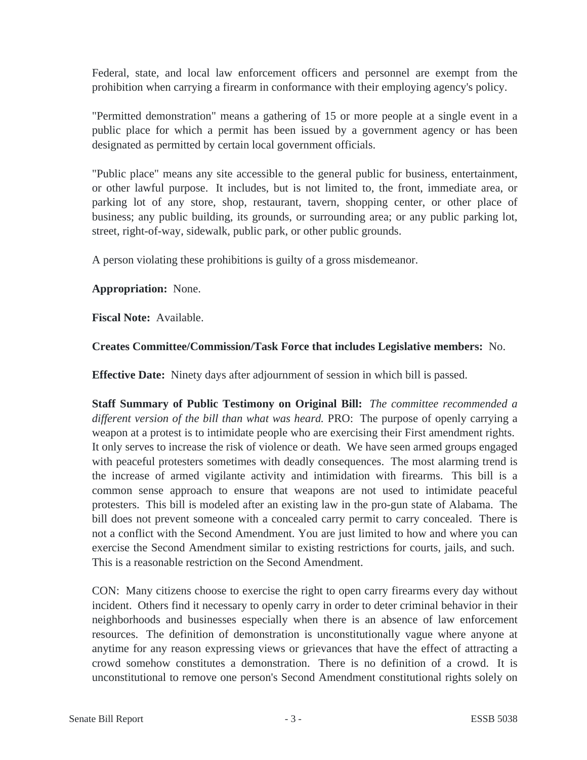Federal, state, and local law enforcement officers and personnel are exempt from the prohibition when carrying a firearm in conformance with their employing agency's policy.

"Permitted demonstration" means a gathering of 15 or more people at a single event in a public place for which a permit has been issued by a government agency or has been designated as permitted by certain local government officials.

"Public place" means any site accessible to the general public for business, entertainment, or other lawful purpose. It includes, but is not limited to, the front, immediate area, or parking lot of any store, shop, restaurant, tavern, shopping center, or other place of business; any public building, its grounds, or surrounding area; or any public parking lot, street, right-of-way, sidewalk, public park, or other public grounds.

A person violating these prohibitions is guilty of a gross misdemeanor.

**Appropriation:** None.

**Fiscal Note:** Available.

**Creates Committee/Commission/Task Force that includes Legislative members:** No.

**Effective Date:** Ninety days after adjournment of session in which bill is passed.

**Staff Summary of Public Testimony on Original Bill:** *The committee recommended a different version of the bill than what was heard.* PRO: The purpose of openly carrying a weapon at a protest is to intimidate people who are exercising their First amendment rights. It only serves to increase the risk of violence or death. We have seen armed groups engaged with peaceful protesters sometimes with deadly consequences. The most alarming trend is the increase of armed vigilante activity and intimidation with firearms. This bill is a common sense approach to ensure that weapons are not used to intimidate peaceful protesters. This bill is modeled after an existing law in the pro-gun state of Alabama. The bill does not prevent someone with a concealed carry permit to carry concealed. There is not a conflict with the Second Amendment. You are just limited to how and where you can exercise the Second Amendment similar to existing restrictions for courts, jails, and such. This is a reasonable restriction on the Second Amendment.

CON: Many citizens choose to exercise the right to open carry firearms every day without incident. Others find it necessary to openly carry in order to deter criminal behavior in their neighborhoods and businesses especially when there is an absence of law enforcement resources. The definition of demonstration is unconstitutionally vague where anyone at anytime for any reason expressing views or grievances that have the effect of attracting a crowd somehow constitutes a demonstration. There is no definition of a crowd. It is unconstitutional to remove one person's Second Amendment constitutional rights solely on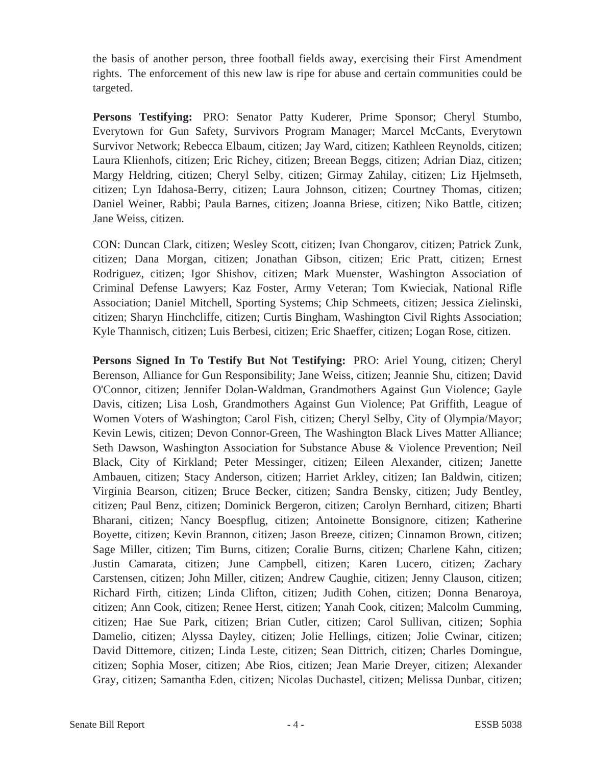the basis of another person, three football fields away, exercising their First Amendment rights. The enforcement of this new law is ripe for abuse and certain communities could be targeted.

**Persons Testifying:** PRO: Senator Patty Kuderer, Prime Sponsor; Cheryl Stumbo, Everytown for Gun Safety, Survivors Program Manager; Marcel McCants, Everytown Survivor Network; Rebecca Elbaum, citizen; Jay Ward, citizen; Kathleen Reynolds, citizen; Laura Klienhofs, citizen; Eric Richey, citizen; Breean Beggs, citizen; Adrian Diaz, citizen; Margy Heldring, citizen; Cheryl Selby, citizen; Girmay Zahilay, citizen; Liz Hjelmseth, citizen; Lyn Idahosa-Berry, citizen; Laura Johnson, citizen; Courtney Thomas, citizen; Daniel Weiner, Rabbi; Paula Barnes, citizen; Joanna Briese, citizen; Niko Battle, citizen; Jane Weiss, citizen.

CON: Duncan Clark, citizen; Wesley Scott, citizen; Ivan Chongarov, citizen; Patrick Zunk, citizen; Dana Morgan, citizen; Jonathan Gibson, citizen; Eric Pratt, citizen; Ernest Rodriguez, citizen; Igor Shishov, citizen; Mark Muenster, Washington Association of Criminal Defense Lawyers; Kaz Foster, Army Veteran; Tom Kwieciak, National Rifle Association; Daniel Mitchell, Sporting Systems; Chip Schmeets, citizen; Jessica Zielinski, citizen; Sharyn Hinchcliffe, citizen; Curtis Bingham, Washington Civil Rights Association; Kyle Thannisch, citizen; Luis Berbesi, citizen; Eric Shaeffer, citizen; Logan Rose, citizen.

**Persons Signed In To Testify But Not Testifying:** PRO: Ariel Young, citizen; Cheryl Berenson, Alliance for Gun Responsibility; Jane Weiss, citizen; Jeannie Shu, citizen; David O'Connor, citizen; Jennifer Dolan-Waldman, Grandmothers Against Gun Violence; Gayle Davis, citizen; Lisa Losh, Grandmothers Against Gun Violence; Pat Griffith, League of Women Voters of Washington; Carol Fish, citizen; Cheryl Selby, City of Olympia/Mayor; Kevin Lewis, citizen; Devon Connor-Green, The Washington Black Lives Matter Alliance; Seth Dawson, Washington Association for Substance Abuse & Violence Prevention; Neil Black, City of Kirkland; Peter Messinger, citizen; Eileen Alexander, citizen; Janette Ambauen, citizen; Stacy Anderson, citizen; Harriet Arkley, citizen; Ian Baldwin, citizen; Virginia Bearson, citizen; Bruce Becker, citizen; Sandra Bensky, citizen; Judy Bentley, citizen; Paul Benz, citizen; Dominick Bergeron, citizen; Carolyn Bernhard, citizen; Bharti Bharani, citizen; Nancy Boespflug, citizen; Antoinette Bonsignore, citizen; Katherine Boyette, citizen; Kevin Brannon, citizen; Jason Breeze, citizen; Cinnamon Brown, citizen; Sage Miller, citizen; Tim Burns, citizen; Coralie Burns, citizen; Charlene Kahn, citizen; Justin Camarata, citizen; June Campbell, citizen; Karen Lucero, citizen; Zachary Carstensen, citizen; John Miller, citizen; Andrew Caughie, citizen; Jenny Clauson, citizen; Richard Firth, citizen; Linda Clifton, citizen; Judith Cohen, citizen; Donna Benaroya, citizen; Ann Cook, citizen; Renee Herst, citizen; Yanah Cook, citizen; Malcolm Cumming, citizen; Hae Sue Park, citizen; Brian Cutler, citizen; Carol Sullivan, citizen; Sophia Damelio, citizen; Alyssa Dayley, citizen; Jolie Hellings, citizen; Jolie Cwinar, citizen; David Dittemore, citizen; Linda Leste, citizen; Sean Dittrich, citizen; Charles Domingue, citizen; Sophia Moser, citizen; Abe Rios, citizen; Jean Marie Dreyer, citizen; Alexander Gray, citizen; Samantha Eden, citizen; Nicolas Duchastel, citizen; Melissa Dunbar, citizen;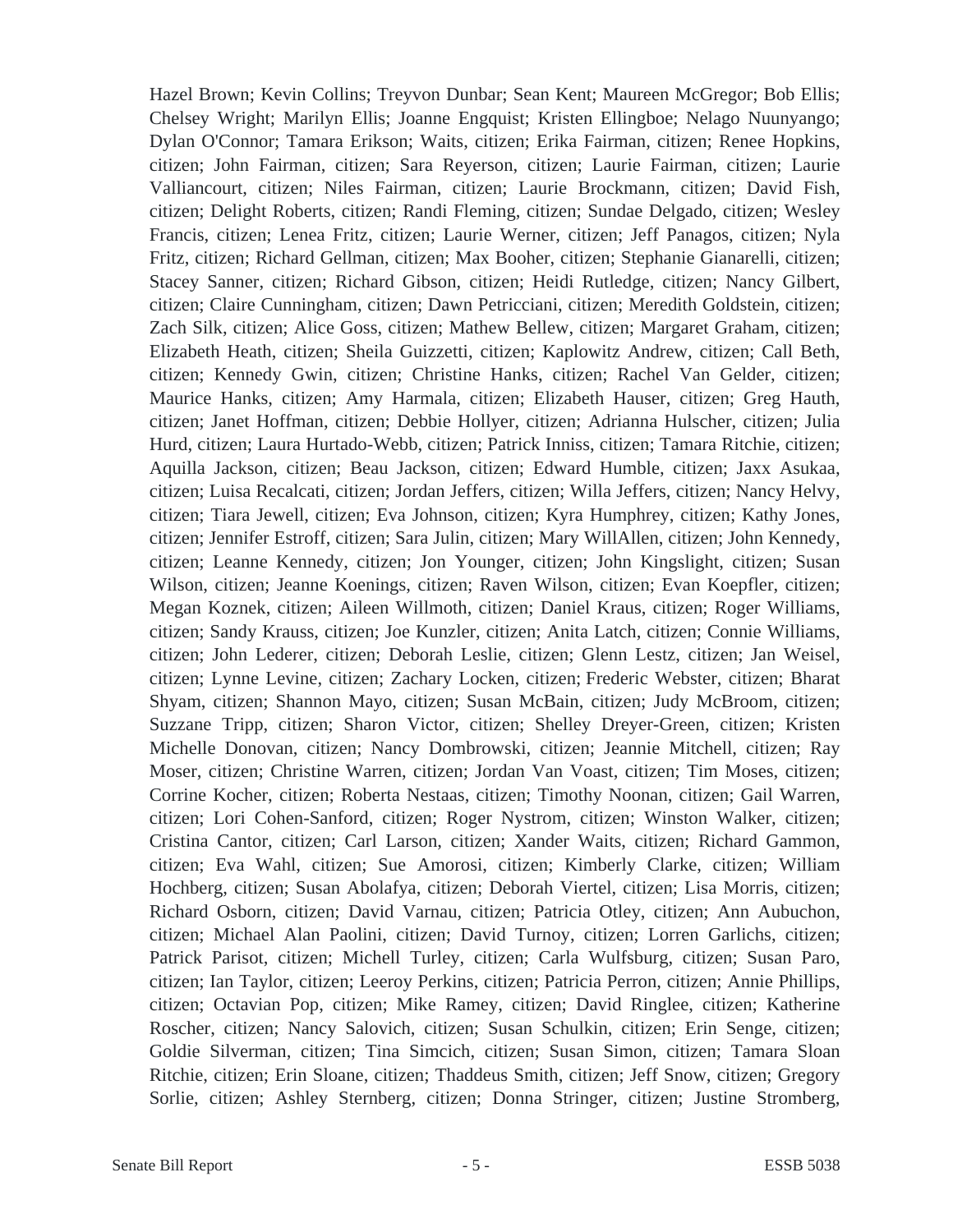Hazel Brown; Kevin Collins; Treyvon Dunbar; Sean Kent; Maureen McGregor; Bob Ellis; Chelsey Wright; Marilyn Ellis; Joanne Engquist; Kristen Ellingboe; Nelago Nuunyango; Dylan O'Connor; Tamara Erikson; Waits, citizen; Erika Fairman, citizen; Renee Hopkins, citizen; John Fairman, citizen; Sara Reyerson, citizen; Laurie Fairman, citizen; Laurie Valliancourt, citizen; Niles Fairman, citizen; Laurie Brockmann, citizen; David Fish, citizen; Delight Roberts, citizen; Randi Fleming, citizen; Sundae Delgado, citizen; Wesley Francis, citizen; Lenea Fritz, citizen; Laurie Werner, citizen; Jeff Panagos, citizen; Nyla Fritz, citizen; Richard Gellman, citizen; Max Booher, citizen; Stephanie Gianarelli, citizen; Stacey Sanner, citizen; Richard Gibson, citizen; Heidi Rutledge, citizen; Nancy Gilbert, citizen; Claire Cunningham, citizen; Dawn Petricciani, citizen; Meredith Goldstein, citizen; Zach Silk, citizen; Alice Goss, citizen; Mathew Bellew, citizen; Margaret Graham, citizen; Elizabeth Heath, citizen; Sheila Guizzetti, citizen; Kaplowitz Andrew, citizen; Call Beth, citizen; Kennedy Gwin, citizen; Christine Hanks, citizen; Rachel Van Gelder, citizen; Maurice Hanks, citizen; Amy Harmala, citizen; Elizabeth Hauser, citizen; Greg Hauth, citizen; Janet Hoffman, citizen; Debbie Hollyer, citizen; Adrianna Hulscher, citizen; Julia Hurd, citizen; Laura Hurtado-Webb, citizen; Patrick Inniss, citizen; Tamara Ritchie, citizen; Aquilla Jackson, citizen; Beau Jackson, citizen; Edward Humble, citizen; Jaxx Asukaa, citizen; Luisa Recalcati, citizen; Jordan Jeffers, citizen; Willa Jeffers, citizen; Nancy Helvy, citizen; Tiara Jewell, citizen; Eva Johnson, citizen; Kyra Humphrey, citizen; Kathy Jones, citizen; Jennifer Estroff, citizen; Sara Julin, citizen; Mary WillAllen, citizen; John Kennedy, citizen; Leanne Kennedy, citizen; Jon Younger, citizen; John Kingslight, citizen; Susan Wilson, citizen; Jeanne Koenings, citizen; Raven Wilson, citizen; Evan Koepfler, citizen; Megan Koznek, citizen; Aileen Willmoth, citizen; Daniel Kraus, citizen; Roger Williams, citizen; Sandy Krauss, citizen; Joe Kunzler, citizen; Anita Latch, citizen; Connie Williams, citizen; John Lederer, citizen; Deborah Leslie, citizen; Glenn Lestz, citizen; Jan Weisel, citizen; Lynne Levine, citizen; Zachary Locken, citizen; Frederic Webster, citizen; Bharat Shyam, citizen; Shannon Mayo, citizen; Susan McBain, citizen; Judy McBroom, citizen; Suzzane Tripp, citizen; Sharon Victor, citizen; Shelley Dreyer-Green, citizen; Kristen Michelle Donovan, citizen; Nancy Dombrowski, citizen; Jeannie Mitchell, citizen; Ray Moser, citizen; Christine Warren, citizen; Jordan Van Voast, citizen; Tim Moses, citizen; Corrine Kocher, citizen; Roberta Nestaas, citizen; Timothy Noonan, citizen; Gail Warren, citizen; Lori Cohen-Sanford, citizen; Roger Nystrom, citizen; Winston Walker, citizen; Cristina Cantor, citizen; Carl Larson, citizen; Xander Waits, citizen; Richard Gammon, citizen; Eva Wahl, citizen; Sue Amorosi, citizen; Kimberly Clarke, citizen; William Hochberg, citizen; Susan Abolafya, citizen; Deborah Viertel, citizen; Lisa Morris, citizen; Richard Osborn, citizen; David Varnau, citizen; Patricia Otley, citizen; Ann Aubuchon, citizen; Michael Alan Paolini, citizen; David Turnoy, citizen; Lorren Garlichs, citizen; Patrick Parisot, citizen; Michell Turley, citizen; Carla Wulfsburg, citizen; Susan Paro, citizen; Ian Taylor, citizen; Leeroy Perkins, citizen; Patricia Perron, citizen; Annie Phillips, citizen; Octavian Pop, citizen; Mike Ramey, citizen; David Ringlee, citizen; Katherine Roscher, citizen; Nancy Salovich, citizen; Susan Schulkin, citizen; Erin Senge, citizen; Goldie Silverman, citizen; Tina Simcich, citizen; Susan Simon, citizen; Tamara Sloan Ritchie, citizen; Erin Sloane, citizen; Thaddeus Smith, citizen; Jeff Snow, citizen; Gregory Sorlie, citizen; Ashley Sternberg, citizen; Donna Stringer, citizen; Justine Stromberg,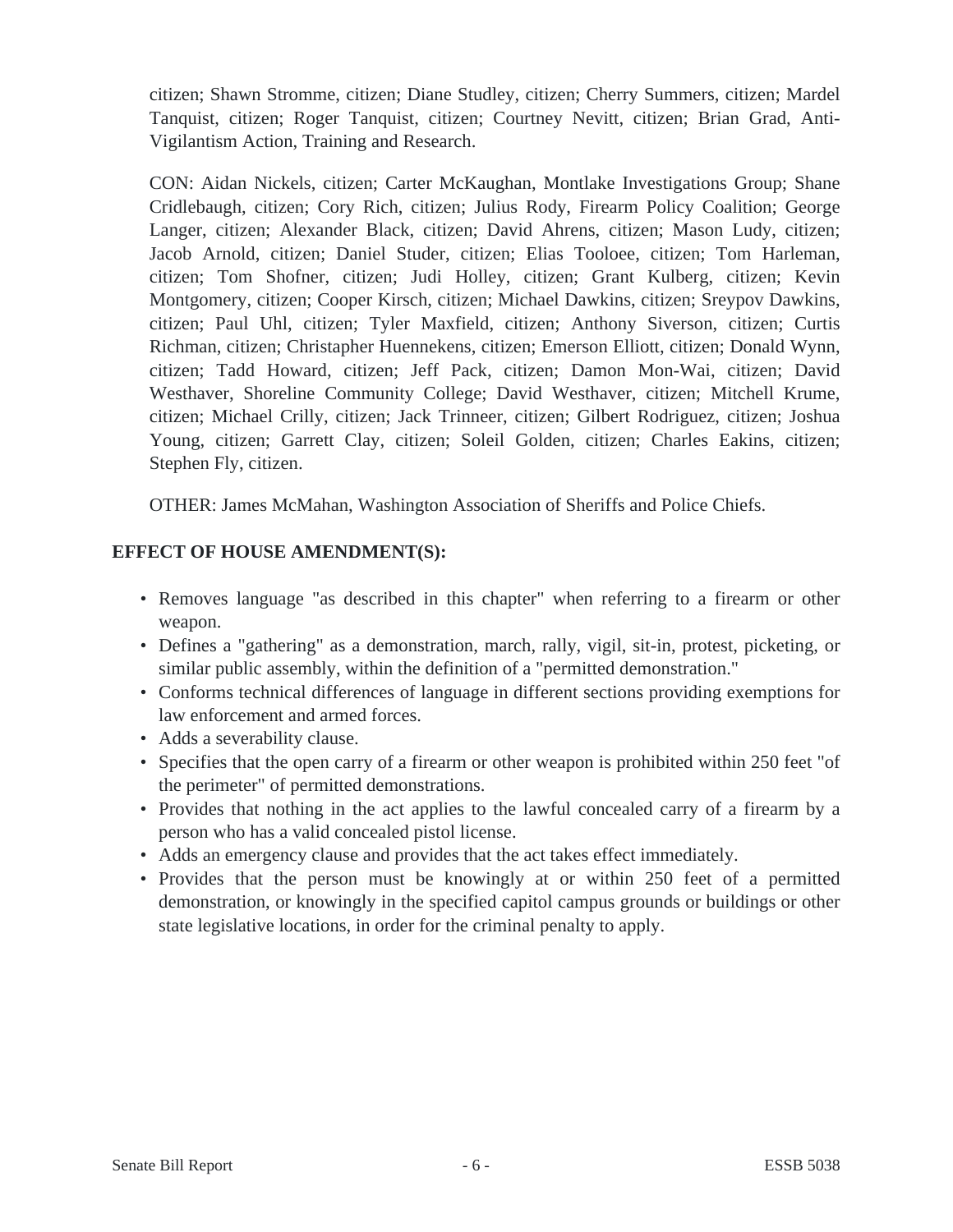citizen; Shawn Stromme, citizen; Diane Studley, citizen; Cherry Summers, citizen; Mardel Tanquist, citizen; Roger Tanquist, citizen; Courtney Nevitt, citizen; Brian Grad, Anti-Vigilantism Action, Training and Research.

CON: Aidan Nickels, citizen; Carter McKaughan, Montlake Investigations Group; Shane Cridlebaugh, citizen; Cory Rich, citizen; Julius Rody, Firearm Policy Coalition; George Langer, citizen; Alexander Black, citizen; David Ahrens, citizen; Mason Ludy, citizen; Jacob Arnold, citizen; Daniel Studer, citizen; Elias Tooloee, citizen; Tom Harleman, citizen; Tom Shofner, citizen; Judi Holley, citizen; Grant Kulberg, citizen; Kevin Montgomery, citizen; Cooper Kirsch, citizen; Michael Dawkins, citizen; Sreypov Dawkins, citizen; Paul Uhl, citizen; Tyler Maxfield, citizen; Anthony Siverson, citizen; Curtis Richman, citizen; Christapher Huennekens, citizen; Emerson Elliott, citizen; Donald Wynn, citizen; Tadd Howard, citizen; Jeff Pack, citizen; Damon Mon-Wai, citizen; David Westhaver, Shoreline Community College; David Westhaver, citizen; Mitchell Krume, citizen; Michael Crilly, citizen; Jack Trinneer, citizen; Gilbert Rodriguez, citizen; Joshua Young, citizen; Garrett Clay, citizen; Soleil Golden, citizen; Charles Eakins, citizen; Stephen Fly, citizen.

OTHER: James McMahan, Washington Association of Sheriffs and Police Chiefs.

## EFFECT OF HOUSE AMENDMENT(S):

- Removes language "as described in this chapter" when referring to a firearm or other weapon.
- Defines a "gathering" as a demonstration, march, rally, vigil, sit-in, protest, picketing, or similar public assembly, within the definition of a "permitted demonstration."
- Conforms technical differences of language in different sections providing exemptions for law enforcement and armed forces.
- Adds a severability clause.
- Specifies that the open carry of a firearm or other weapon is prohibited within 250 feet "of the perimeter" of permitted demonstrations.
- Provides that nothing in the act applies to the lawful concealed carry of a firearm by a person who has a valid concealed pistol license.
- Adds an emergency clause and provides that the act takes effect immediately.
- Provides that the person must be knowingly at or within 250 feet of a permitted demonstration, or knowingly in the specified capitol campus grounds or buildings or other state legislative locations, in order for the criminal penalty to apply.